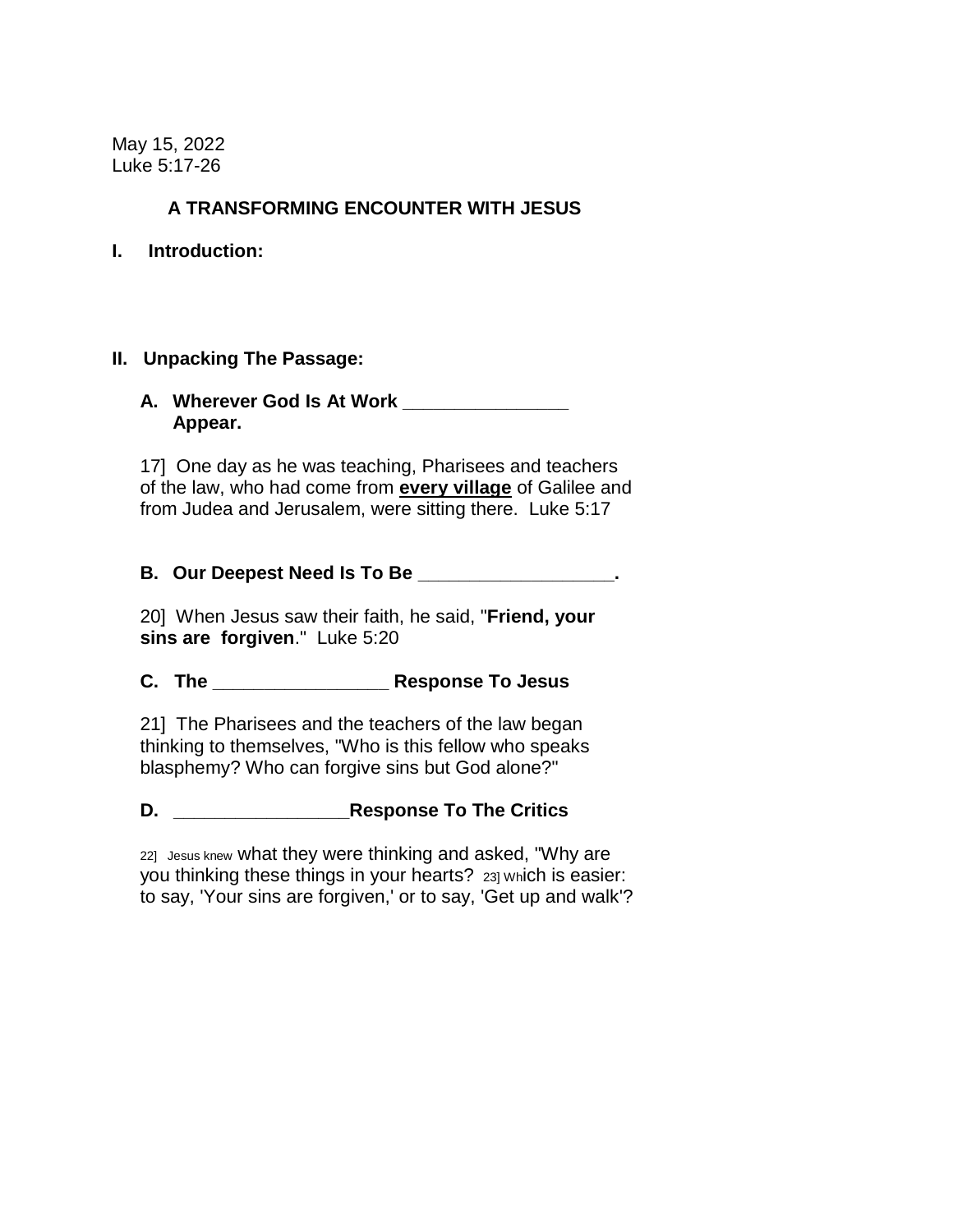May 15, 2022
Luke 5:17-26

# A TRANSFORMING ENCOUNTER WITH JESUS

## I. Introduction:

## II. Unpacking The Passage:

### A. Wherever God Is At Work ________________ Appear.

17] One day as he was teaching, Pharisees and teachers of the law, who had come from **every village** of Galilee and from Judea and Jerusalem, were sitting there. Luke 5:17

### B. Our Deepest Need Is To Be ___________________.

20] When Jesus saw their faith, he said, "**Friend, your sins are forgiven**." Luke 5:20

### C. The _________________ Response To Jesus

21] The Pharisees and the teachers of the law began thinking to themselves, "Who is this fellow who speaks blasphemy? Who can forgive sins but God alone?"

### D. _________________Response To The Critics

22] Jesus knew what they were thinking and asked, "Why are you thinking these things in your hearts? 23] Which is easier: to say, 'Your sins are forgiven,' or to say, 'Get up and walk'?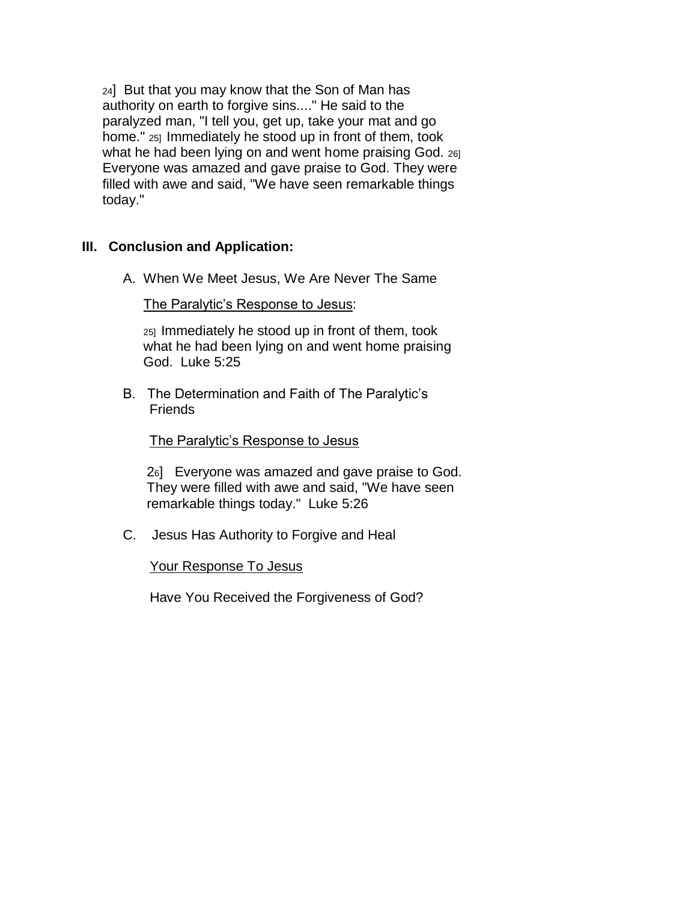24] But that you may know that the Son of Man has authority on earth to forgive sins...." He said to the paralyzed man, "I tell you, get up, take your mat and go home." 25] Immediately he stood up in front of them, took what he had been lying on and went home praising God. 26] Everyone was amazed and gave praise to God. They were filled with awe and said, "We have seen remarkable things today."

## III. Conclusion and Application:

A. When We Meet Jesus, We Are Never The Same

<u>The Paralytic's Response to Jesus</u>:

25] Immediately he stood up in front of them, took what he had been lying on and went home praising God. Luke 5:25

B. The Determination and Faith of The Paralytic's Friends

<u>The Paralytic's Response to Jesus</u>

26] Everyone was amazed and gave praise to God. They were filled with awe and said, "We have seen remarkable things today." Luke 5:26

C. Jesus Has Authority to Forgive and Heal

<u>Your Response To Jesus</u>

Have You Received the Forgiveness of God?